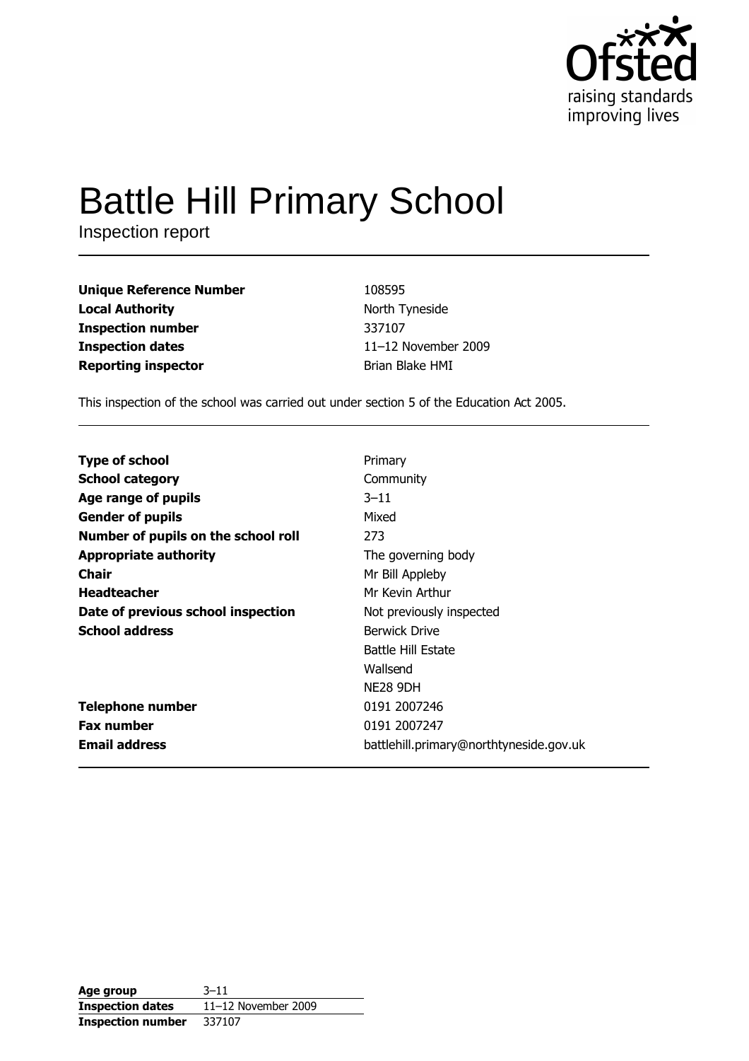# Battle Hill Primary School

Inspection report

| | |
|---|---|
| **Unique Reference Number** | 108595 |
| **Local Authority** | North Tyneside |
| **Inspection number** | 337107 |
| **Inspection dates** | 11–12 November 2009 |
| **Reporting inspector** | Brian Blake HMI |

This inspection of the school was carried out under section 5 of the Education Act 2005.

| | |
|---|---|
| **Type of school** | Primary |
| **School category** | Community |
| **Age range of pupils** | 3–11 |
| **Gender of pupils** | Mixed |
| **Number of pupils on the school roll** | 273 |
| **Appropriate authority** | The governing body |
| **Chair** | Mr Bill Appleby |
| **Headteacher** | Mr Kevin Arthur |
| **Date of previous school inspection** | Not previously inspected |
| **School address** | Berwick Drive<br>Battle Hill Estate<br>Wallsend<br>NE28 9DH |
| **Telephone number** | 0191 2007246 |
| **Fax number** | 0191 2007247 |
| **Email address** | battlehill.primary@northtyneside.gov.uk |

| | |
|---|---|
| **Age group** | 3–11 |
| **Inspection dates** | 11–12 November 2009 |
| **Inspection number** | 337107 |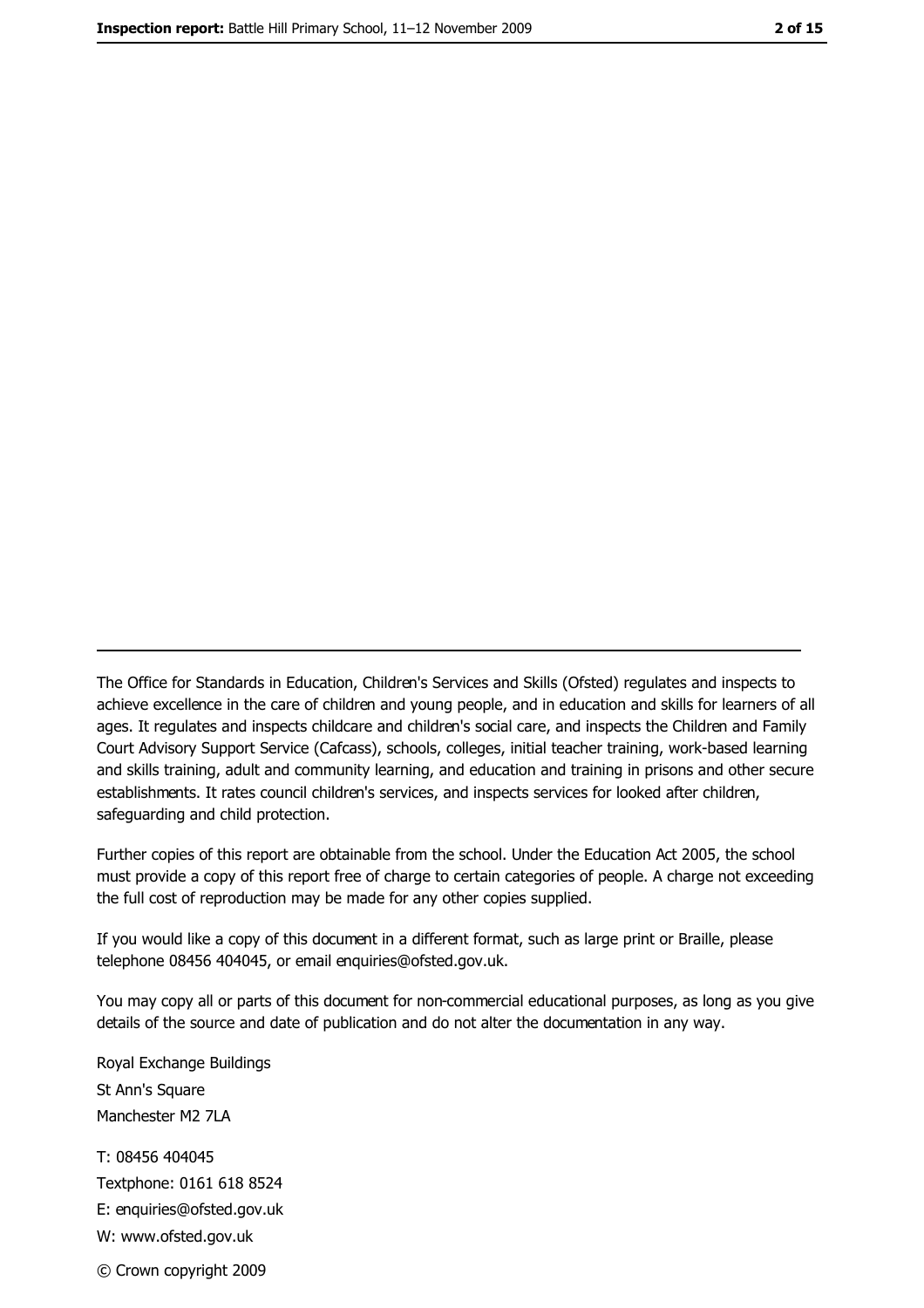---

The Office for Standards in Education, Children's Services and Skills (Ofsted) regulates and inspects to achieve excellence in the care of children and young people, and in education and skills for learners of all ages. It regulates and inspects childcare and children's social care, and inspects the Children and Family Court Advisory Support Service (Cafcass), schools, colleges, initial teacher training, work-based learning and skills training, adult and community learning, and education and training in prisons and other secure establishments. It rates council children's services, and inspects services for looked after children, safeguarding and child protection.

Further copies of this report are obtainable from the school. Under the Education Act 2005, the school must provide a copy of this report free of charge to certain categories of people. A charge not exceeding the full cost of reproduction may be made for any other copies supplied.

If you would like a copy of this document in a different format, such as large print or Braille, please telephone 08456 404045, or email enquiries@ofsted.gov.uk.

You may copy all or parts of this document for non-commercial educational purposes, as long as you give details of the source and date of publication and do not alter the documentation in any way.

Royal Exchange Buildings
St Ann's Square
Manchester M2 7LA

T: 08456 404045
Textphone: 0161 618 8524
E: enquiries@ofsted.gov.uk
W: www.ofsted.gov.uk

© Crown copyright 2009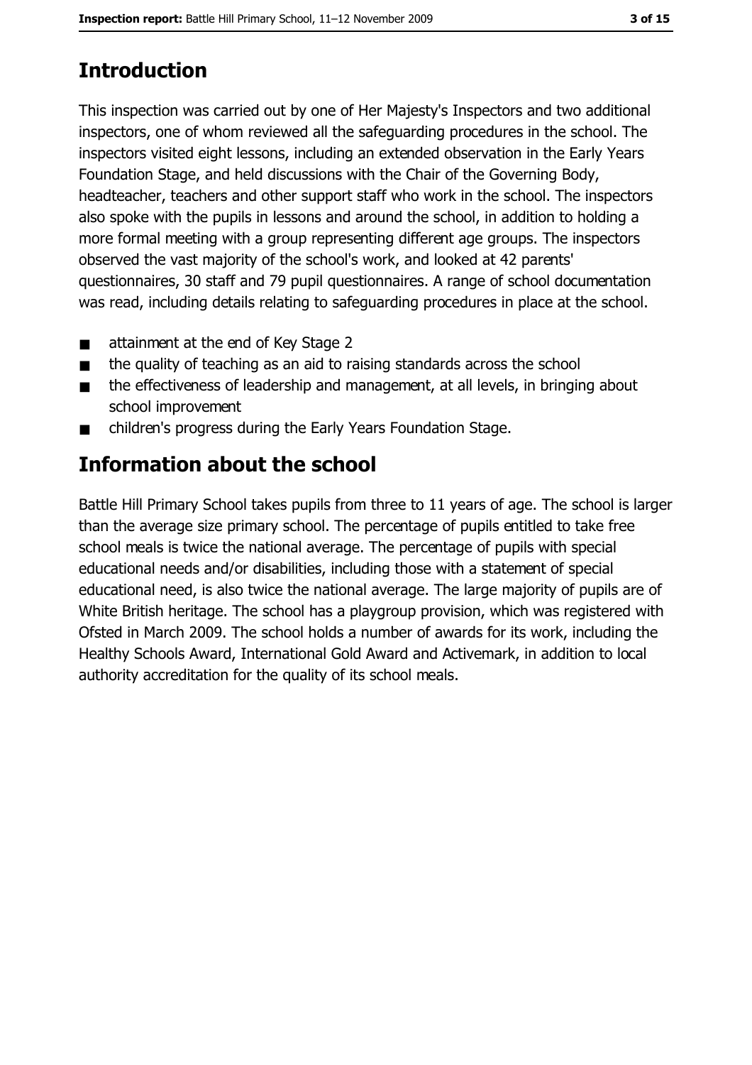# Introduction

This inspection was carried out by one of Her Majesty's Inspectors and two additional inspectors, one of whom reviewed all the safeguarding procedures in the school. The inspectors visited eight lessons, including an extended observation in the Early Years Foundation Stage, and held discussions with the Chair of the Governing Body, headteacher, teachers and other support staff who work in the school. The inspectors also spoke with the pupils in lessons and around the school, in addition to holding a more formal meeting with a group representing different age groups. The inspectors observed the vast majority of the school's work, and looked at 42 parents' questionnaires, 30 staff and 79 pupil questionnaires. A range of school documentation was read, including details relating to safeguarding procedures in place at the school.

- attainment at the end of Key Stage 2
- the quality of teaching as an aid to raising standards across the school
- the effectiveness of leadership and management, at all levels, in bringing about school improvement
- children's progress during the Early Years Foundation Stage.

# Information about the school

Battle Hill Primary School takes pupils from three to 11 years of age. The school is larger than the average size primary school. The percentage of pupils entitled to take free school meals is twice the national average. The percentage of pupils with special educational needs and/or disabilities, including those with a statement of special educational need, is also twice the national average. The large majority of pupils are of White British heritage. The school has a playgroup provision, which was registered with Ofsted in March 2009. The school holds a number of awards for its work, including the Healthy Schools Award, International Gold Award and Activemark, in addition to local authority accreditation for the quality of its school meals.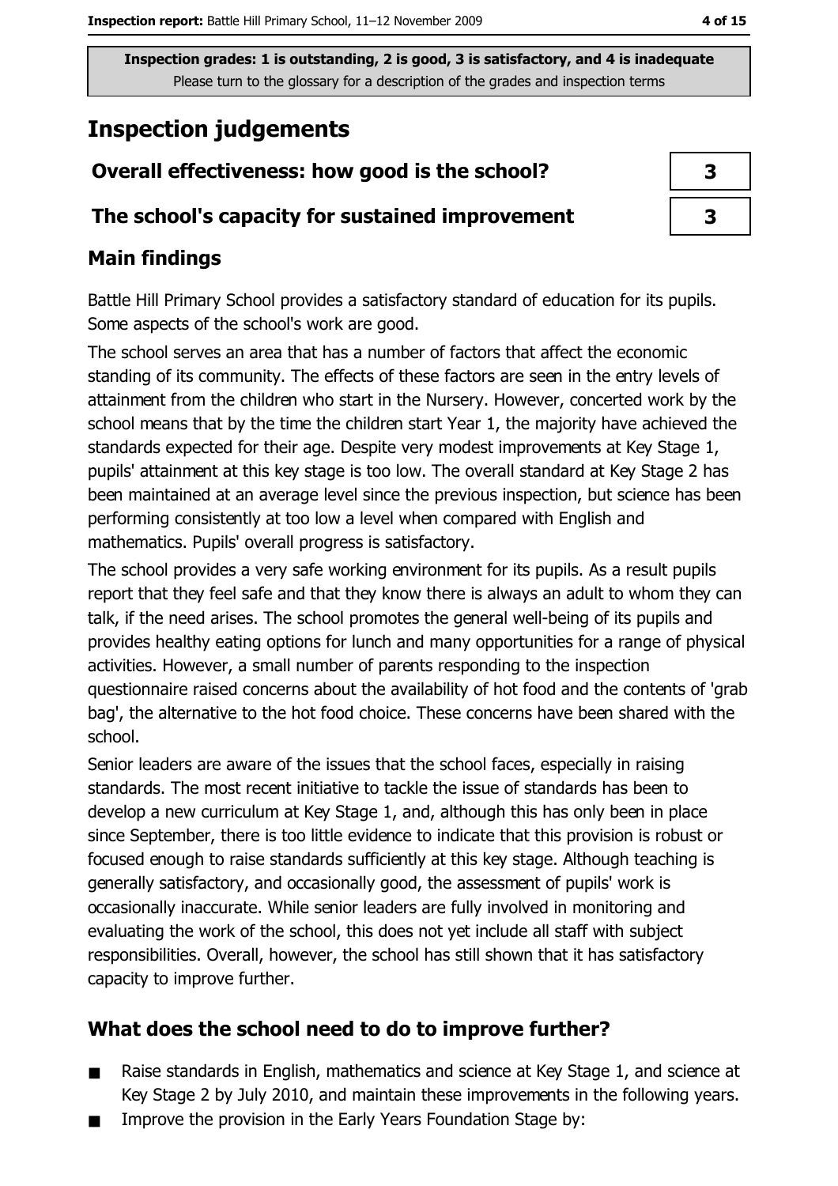Inspection grades: 1 is outstanding, 2 is good, 3 is satisfactory, and 4 is inadequate
Please turn to the glossary for a description of the grades and inspection terms

# Inspection judgements

| | |
|---|---|
| **Overall effectiveness: how good is the school?** | 3 |
| **The school's capacity for sustained improvement** | 3 |

## Main findings

Battle Hill Primary School provides a satisfactory standard of education for its pupils. Some aspects of the school's work are good.

The school serves an area that has a number of factors that affect the economic standing of its community. The effects of these factors are seen in the entry levels of attainment from the children who start in the Nursery. However, concerted work by the school means that by the time the children start Year 1, the majority have achieved the standards expected for their age. Despite very modest improvements at Key Stage 1, pupils' attainment at this key stage is too low. The overall standard at Key Stage 2 has been maintained at an average level since the previous inspection, but science has been performing consistently at too low a level when compared with English and mathematics. Pupils' overall progress is satisfactory.

The school provides a very safe working environment for its pupils. As a result pupils report that they feel safe and that they know there is always an adult to whom they can talk, if the need arises. The school promotes the general well-being of its pupils and provides healthy eating options for lunch and many opportunities for a range of physical activities. However, a small number of parents responding to the inspection questionnaire raised concerns about the availability of hot food and the contents of 'grab bag', the alternative to the hot food choice. These concerns have been shared with the school.

Senior leaders are aware of the issues that the school faces, especially in raising standards. The most recent initiative to tackle the issue of standards has been to develop a new curriculum at Key Stage 1, and, although this has only been in place since September, there is too little evidence to indicate that this provision is robust or focused enough to raise standards sufficiently at this key stage. Although teaching is generally satisfactory, and occasionally good, the assessment of pupils' work is occasionally inaccurate. While senior leaders are fully involved in monitoring and evaluating the work of the school, this does not yet include all staff with subject responsibilities. Overall, however, the school has still shown that it has satisfactory capacity to improve further.

## What does the school need to do to improve further?

- Raise standards in English, mathematics and science at Key Stage 1, and science at Key Stage 2 by July 2010, and maintain these improvements in the following years.
- Improve the provision in the Early Years Foundation Stage by: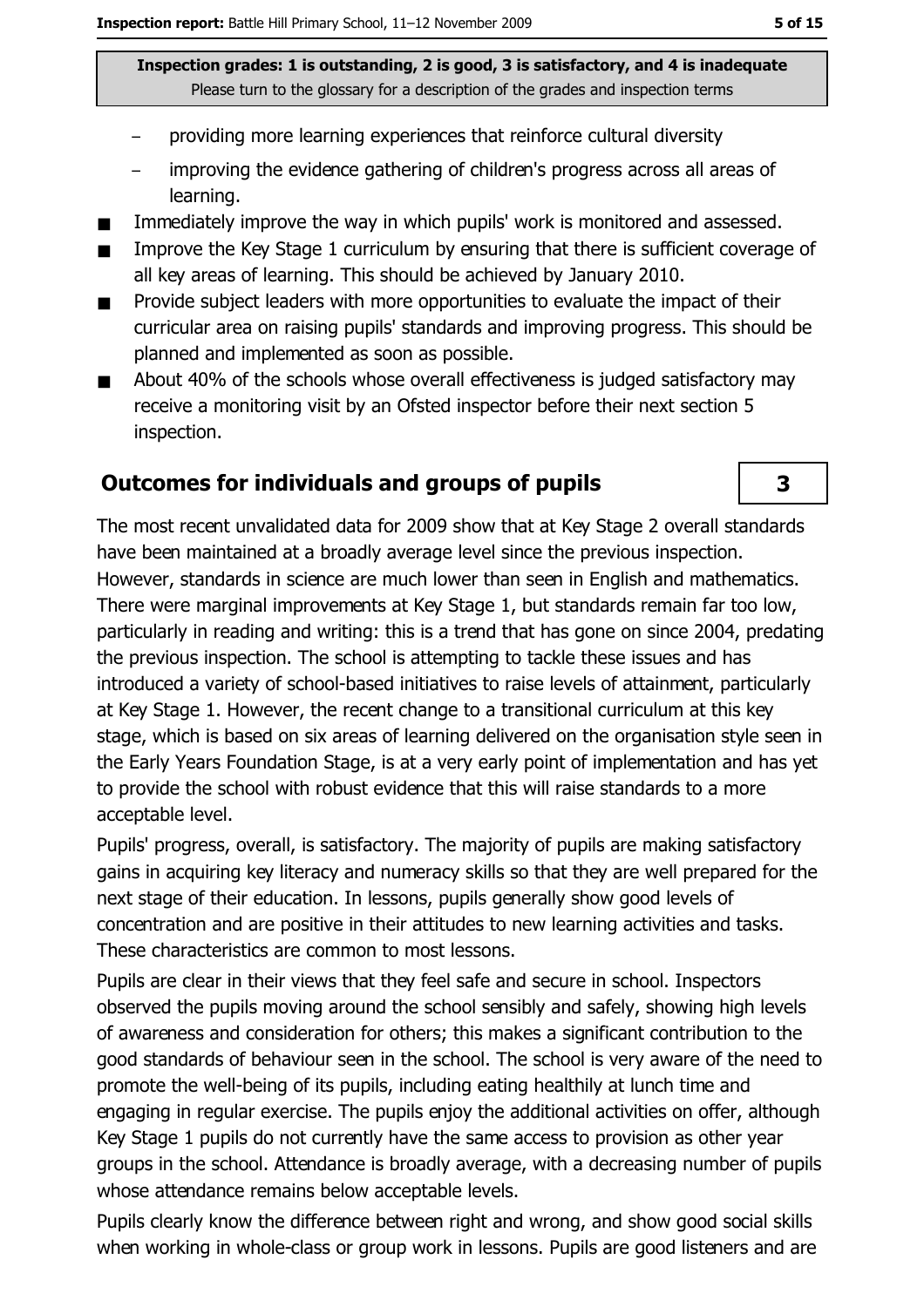Inspection grades: 1 is outstanding, 2 is good, 3 is satisfactory, and 4 is inadequate
Please turn to the glossary for a description of the grades and inspection terms

- providing more learning experiences that reinforce cultural diversity
- improving the evidence gathering of children's progress across all areas of learning.

- Immediately improve the way in which pupils' work is monitored and assessed.
- Improve the Key Stage 1 curriculum by ensuring that there is sufficient coverage of all key areas of learning. This should be achieved by January 2010.
- Provide subject leaders with more opportunities to evaluate the impact of their curricular area on raising pupils' standards and improving progress. This should be planned and implemented as soon as possible.
- About 40% of the schools whose overall effectiveness is judged satisfactory may receive a monitoring visit by an Ofsted inspector before their next section 5 inspection.

## Outcomes for individuals and groups of pupils

**3**

The most recent unvalidated data for 2009 show that at Key Stage 2 overall standards have been maintained at a broadly average level since the previous inspection. However, standards in science are much lower than seen in English and mathematics. There were marginal improvements at Key Stage 1, but standards remain far too low, particularly in reading and writing: this is a trend that has gone on since 2004, predating the previous inspection. The school is attempting to tackle these issues and has introduced a variety of school-based initiatives to raise levels of attainment, particularly at Key Stage 1. However, the recent change to a transitional curriculum at this key stage, which is based on six areas of learning delivered on the organisation style seen in the Early Years Foundation Stage, is at a very early point of implementation and has yet to provide the school with robust evidence that this will raise standards to a more acceptable level.

Pupils' progress, overall, is satisfactory. The majority of pupils are making satisfactory gains in acquiring key literacy and numeracy skills so that they are well prepared for the next stage of their education. In lessons, pupils generally show good levels of concentration and are positive in their attitudes to new learning activities and tasks. These characteristics are common to most lessons.

Pupils are clear in their views that they feel safe and secure in school. Inspectors observed the pupils moving around the school sensibly and safely, showing high levels of awareness and consideration for others; this makes a significant contribution to the good standards of behaviour seen in the school. The school is very aware of the need to promote the well-being of its pupils, including eating healthily at lunch time and engaging in regular exercise. The pupils enjoy the additional activities on offer, although Key Stage 1 pupils do not currently have the same access to provision as other year groups in the school. Attendance is broadly average, with a decreasing number of pupils whose attendance remains below acceptable levels.

Pupils clearly know the difference between right and wrong, and show good social skills when working in whole-class or group work in lessons. Pupils are good listeners and are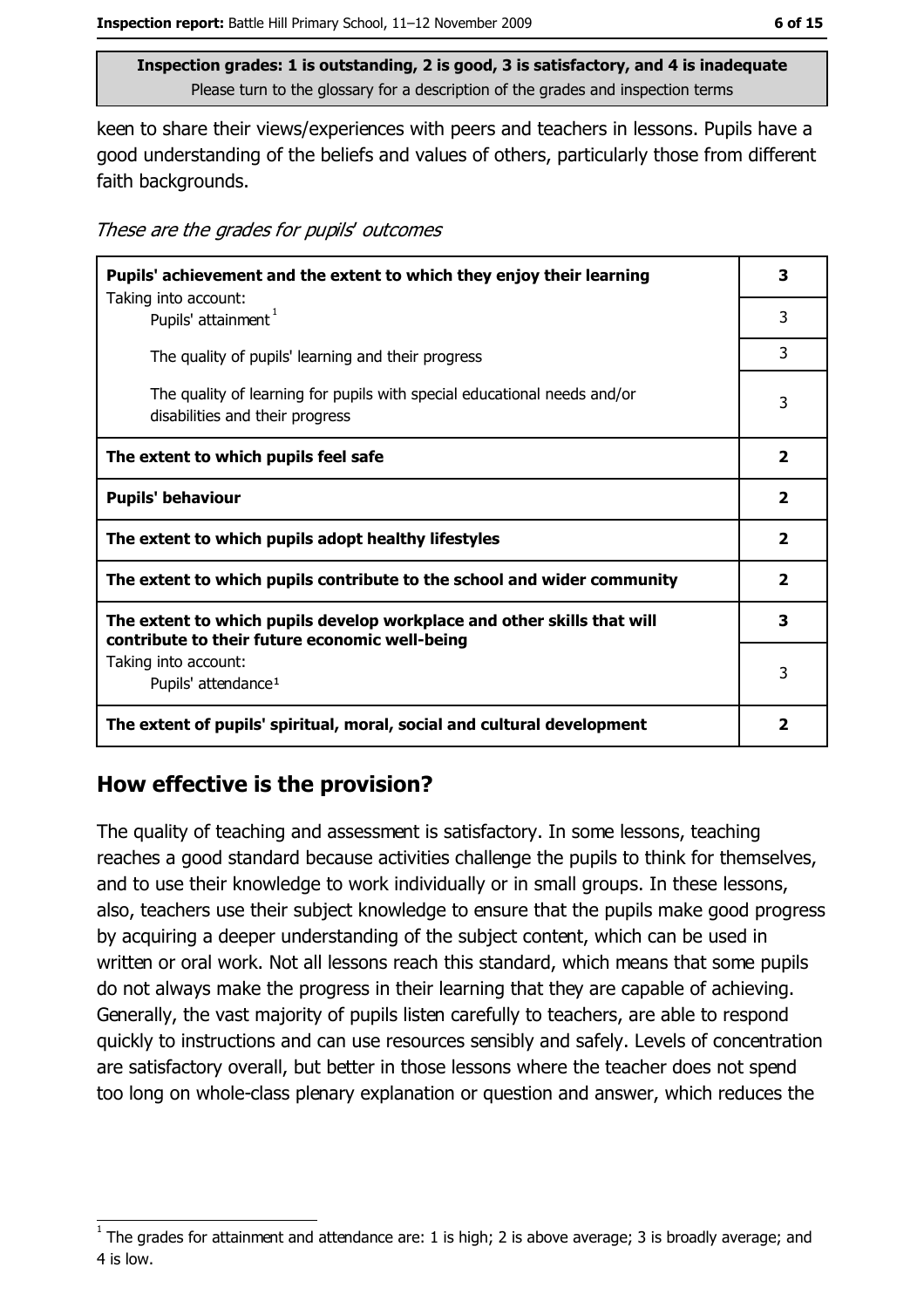Inspection grades: 1 is outstanding, 2 is good, 3 is satisfactory, and 4 is inadequate
Please turn to the glossary for a description of the grades and inspection terms

keen to share their views/experiences with peers and teachers in lessons. Pupils have a good understanding of the beliefs and values of others, particularly those from different faith backgrounds.

*These are the grades for pupils' outcomes*

| | |
|---|---|
| **Pupils' achievement and the extent to which they enjoy their learning** | **3** |
| Taking into account: Pupils' attainment [1] | 3 |
| The quality of pupils' learning and their progress | 3 |
| The quality of learning for pupils with special educational needs and/or disabilities and their progress | 3 |
| **The extent to which pupils feel safe** | **2** |
| **Pupils' behaviour** | **2** |
| **The extent to which pupils adopt healthy lifestyles** | **2** |
| **The extent to which pupils contribute to the school and wider community** | **2** |
| **The extent to which pupils develop workplace and other skills that will contribute to their future economic well-being** | **3** |
| Taking into account: Pupils' attendance [1] | 3 |
| **The extent of pupils' spiritual, moral, social and cultural development** | **2** |

## How effective is the provision?

The quality of teaching and assessment is satisfactory. In some lessons, teaching reaches a good standard because activities challenge the pupils to think for themselves, and to use their knowledge to work individually or in small groups. In these lessons, also, teachers use their subject knowledge to ensure that the pupils make good progress by acquiring a deeper understanding of the subject content, which can be used in written or oral work. Not all lessons reach this standard, which means that some pupils do not always make the progress in their learning that they are capable of achieving. Generally, the vast majority of pupils listen carefully to teachers, are able to respond quickly to instructions and can use resources sensibly and safely. Levels of concentration are satisfactory overall, but better in those lessons where the teacher does not spend too long on whole-class plenary explanation or question and answer, which reduces the

[1] The grades for attainment and attendance are: 1 is high; 2 is above average; 3 is broadly average; and 4 is low.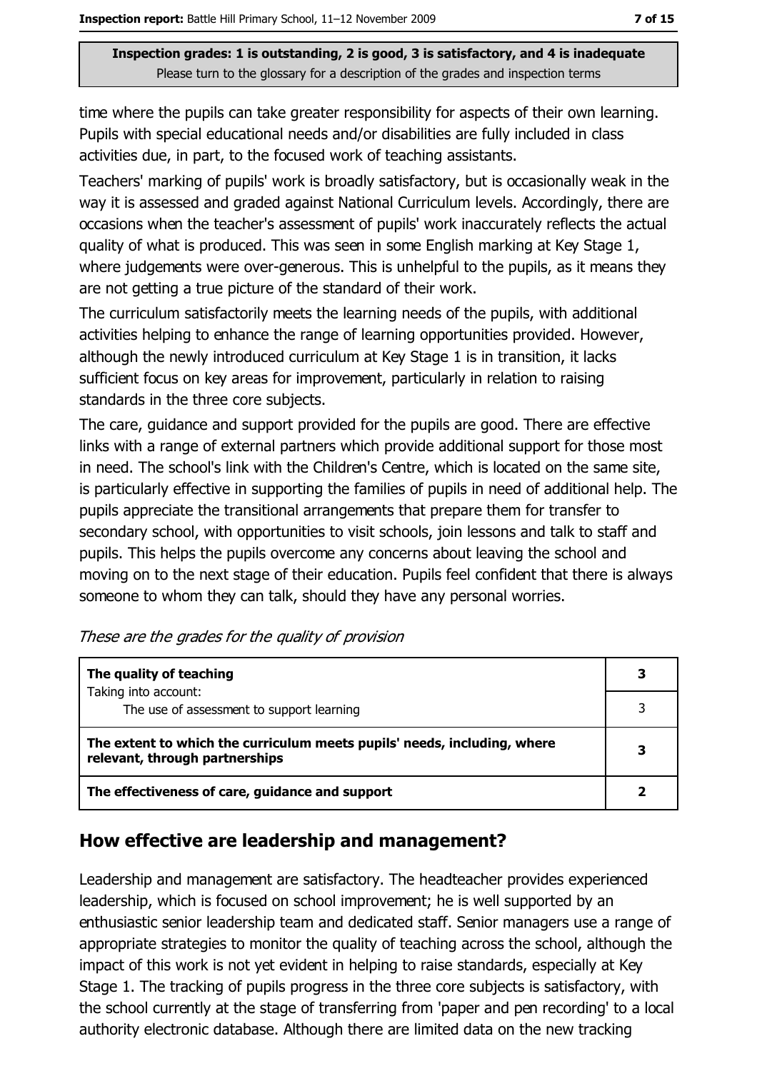time where the pupils can take greater responsibility for aspects of their own learning. Pupils with special educational needs and/or disabilities are fully included in class activities due, in part, to the focused work of teaching assistants.

Teachers' marking of pupils' work is broadly satisfactory, but is occasionally weak in the way it is assessed and graded against National Curriculum levels. Accordingly, there are occasions when the teacher's assessment of pupils' work inaccurately reflects the actual quality of what is produced. This was seen in some English marking at Key Stage 1, where judgements were over-generous. This is unhelpful to the pupils, as it means they are not getting a true picture of the standard of their work.

The curriculum satisfactorily meets the learning needs of the pupils, with additional activities helping to enhance the range of learning opportunities provided. However, although the newly introduced curriculum at Key Stage 1 is in transition, it lacks sufficient focus on key areas for improvement, particularly in relation to raising standards in the three core subjects.

The care, guidance and support provided for the pupils are good. There are effective links with a range of external partners which provide additional support for those most in need. The school's link with the Children's Centre, which is located on the same site, is particularly effective in supporting the families of pupils in need of additional help. The pupils appreciate the transitional arrangements that prepare them for transfer to secondary school, with opportunities to visit schools, join lessons and talk to staff and pupils. This helps the pupils overcome any concerns about leaving the school and moving on to the next stage of their education. Pupils feel confident that there is always someone to whom they can talk, should they have any personal worries.

*These are the grades for the quality of provision*

| | |
|---|---|
| **The quality of teaching** | **3** |
| Taking into account: The use of assessment to support learning | 3 |
| **The extent to which the curriculum meets pupils' needs, including, where relevant, through partnerships** | **3** |
| **The effectiveness of care, guidance and support** | **2** |

## How effective are leadership and management?

Leadership and management are satisfactory. The headteacher provides experienced leadership, which is focused on school improvement; he is well supported by an enthusiastic senior leadership team and dedicated staff. Senior managers use a range of appropriate strategies to monitor the quality of teaching across the school, although the impact of this work is not yet evident in helping to raise standards, especially at Key Stage 1. The tracking of pupils progress in the three core subjects is satisfactory, with the school currently at the stage of transferring from 'paper and pen recording' to a local authority electronic database. Although there are limited data on the new tracking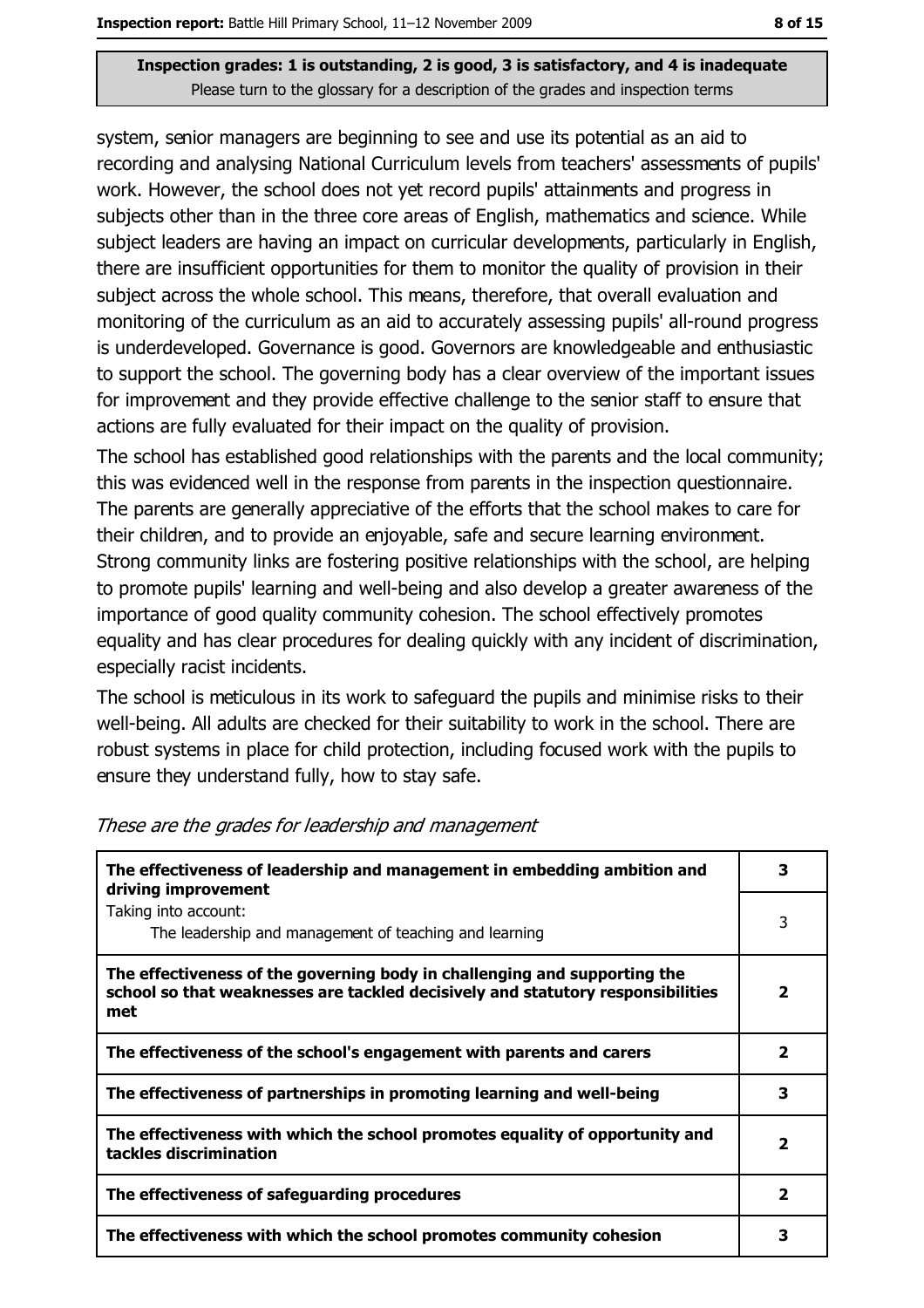**Inspection grades: 1 is outstanding, 2 is good, 3 is satisfactory, and 4 is inadequate**
Please turn to the glossary for a description of the grades and inspection terms

system, senior managers are beginning to see and use its potential as an aid to recording and analysing National Curriculum levels from teachers' assessments of pupils' work. However, the school does not yet record pupils' attainments and progress in subjects other than in the three core areas of English, mathematics and science. While subject leaders are having an impact on curricular developments, particularly in English, there are insufficient opportunities for them to monitor the quality of provision in their subject across the whole school. This means, therefore, that overall evaluation and monitoring of the curriculum as an aid to accurately assessing pupils' all-round progress is underdeveloped. Governance is good. Governors are knowledgeable and enthusiastic to support the school. The governing body has a clear overview of the important issues for improvement and they provide effective challenge to the senior staff to ensure that actions are fully evaluated for their impact on the quality of provision.

The school has established good relationships with the parents and the local community; this was evidenced well in the response from parents in the inspection questionnaire. The parents are generally appreciative of the efforts that the school makes to care for their children, and to provide an enjoyable, safe and secure learning environment. Strong community links are fostering positive relationships with the school, are helping to promote pupils' learning and well-being and also develop a greater awareness of the importance of good quality community cohesion. The school effectively promotes equality and has clear procedures for dealing quickly with any incident of discrimination, especially racist incidents.

The school is meticulous in its work to safeguard the pupils and minimise risks to their well-being. All adults are checked for their suitability to work in the school. There are robust systems in place for child protection, including focused work with the pupils to ensure they understand fully, how to stay safe.

*These are the grades for leadership and management*

| | |
|---|---|
| **The effectiveness of leadership and management in embedding ambition and driving improvement** | **3** |
| Taking into account: The leadership and management of teaching and learning | 3 |
| **The effectiveness of the governing body in challenging and supporting the school so that weaknesses are tackled decisively and statutory responsibilities met** | **2** |
| **The effectiveness of the school's engagement with parents and carers** | **2** |
| **The effectiveness of partnerships in promoting learning and well-being** | **3** |
| **The effectiveness with which the school promotes equality of opportunity and tackles discrimination** | **2** |
| **The effectiveness of safeguarding procedures** | **2** |
| **The effectiveness with which the school promotes community cohesion** | **3** |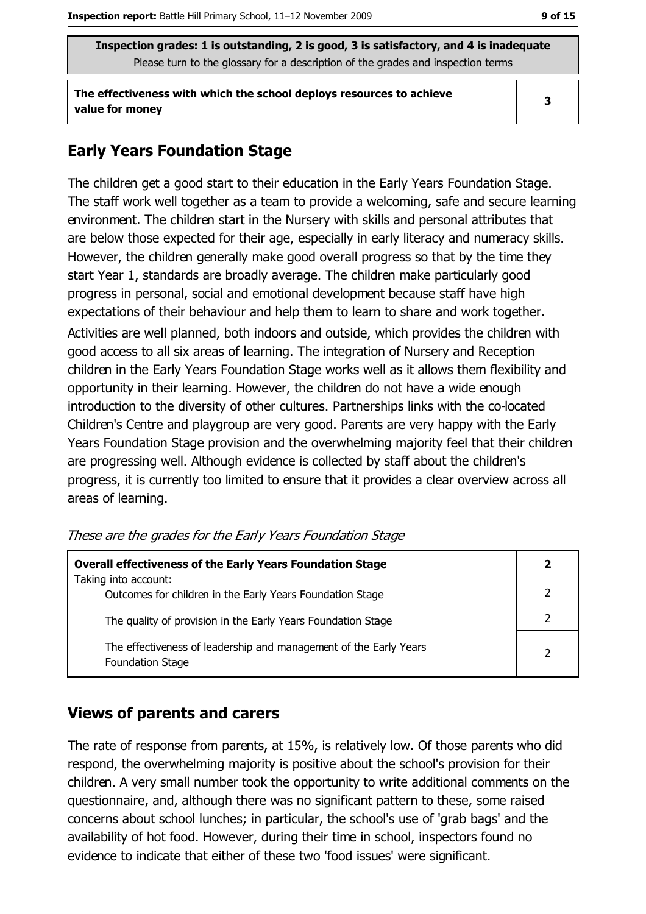| Inspection grades: 1 is outstanding, 2 is good, 3 is satisfactory, and 4 is inadequate<br>Please turn to the glossary for a description of the grades and inspection terms | |
|---|---|
| **The effectiveness with which the school deploys resources to achieve value for money** | **3** |

## Early Years Foundation Stage

The children get a good start to their education in the Early Years Foundation Stage. The staff work well together as a team to provide a welcoming, safe and secure learning environment. The children start in the Nursery with skills and personal attributes that are below those expected for their age, especially in early literacy and numeracy skills. However, the children generally make good overall progress so that by the time they start Year 1, standards are broadly average. The children make particularly good progress in personal, social and emotional development because staff have high expectations of their behaviour and help them to learn to share and work together. Activities are well planned, both indoors and outside, which provides the children with good access to all six areas of learning. The integration of Nursery and Reception children in the Early Years Foundation Stage works well as it allows them flexibility and opportunity in their learning. However, the children do not have a wide enough introduction to the diversity of other cultures. Partnerships links with the co-located Children's Centre and playgroup are very good. Parents are very happy with the Early Years Foundation Stage provision and the overwhelming majority feel that their children are progressing well. Although evidence is collected by staff about the children's progress, it is currently too limited to ensure that it provides a clear overview across all areas of learning.

*These are the grades for the Early Years Foundation Stage*

| **Overall effectiveness of the Early Years Foundation Stage**<br>Taking into account: | **2** |
|---|---|
| Outcomes for children in the Early Years Foundation Stage | 2 |
| The quality of provision in the Early Years Foundation Stage | 2 |
| The effectiveness of leadership and management of the Early Years Foundation Stage | 2 |

## Views of parents and carers

The rate of response from parents, at 15%, is relatively low. Of those parents who did respond, the overwhelming majority is positive about the school's provision for their children. A very small number took the opportunity to write additional comments on the questionnaire, and, although there was no significant pattern to these, some raised concerns about school lunches; in particular, the school's use of 'grab bags' and the availability of hot food. However, during their time in school, inspectors found no evidence to indicate that either of these two 'food issues' were significant.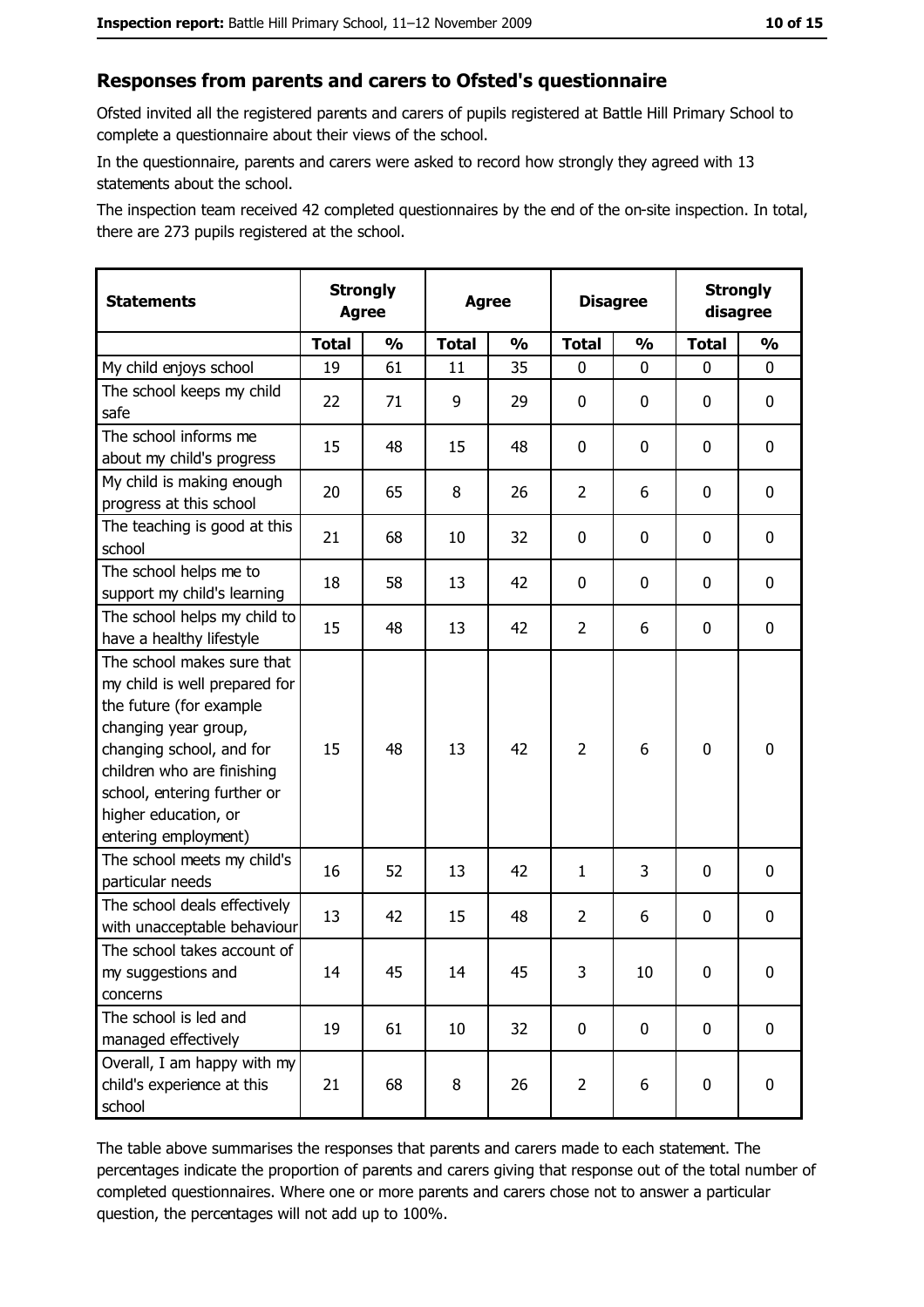## Responses from parents and carers to Ofsted's questionnaire

Ofsted invited all the registered parents and carers of pupils registered at Battle Hill Primary School to complete a questionnaire about their views of the school.

In the questionnaire, parents and carers were asked to record how strongly they agreed with 13 statements about the school.

The inspection team received 42 completed questionnaires by the end of the on-site inspection. In total, there are 273 pupils registered at the school.

| Statements | Strongly Agree | | Agree | | Disagree | | Strongly disagree | |
|---|---|---|---|---|---|---|---|---|
| | Total | % | Total | % | Total | % | Total | % |
| My child enjoys school | 19 | 61 | 11 | 35 | 0 | 0 | 0 | 0 |
| The school keeps my child safe | 22 | 71 | 9 | 29 | 0 | 0 | 0 | 0 |
| The school informs me about my child's progress | 15 | 48 | 15 | 48 | 0 | 0 | 0 | 0 |
| My child is making enough progress at this school | 20 | 65 | 8 | 26 | 2 | 6 | 0 | 0 |
| The teaching is good at this school | 21 | 68 | 10 | 32 | 0 | 0 | 0 | 0 |
| The school helps me to support my child's learning | 18 | 58 | 13 | 42 | 0 | 0 | 0 | 0 |
| The school helps my child to have a healthy lifestyle | 15 | 48 | 13 | 42 | 2 | 6 | 0 | 0 |
| The school makes sure that my child is well prepared for the future (for example changing year group, changing school, and for children who are finishing school, entering further or higher education, or entering employment) | 15 | 48 | 13 | 42 | 2 | 6 | 0 | 0 |
| The school meets my child's particular needs | 16 | 52 | 13 | 42 | 1 | 3 | 0 | 0 |
| The school deals effectively with unacceptable behaviour | 13 | 42 | 15 | 48 | 2 | 6 | 0 | 0 |
| The school takes account of my suggestions and concerns | 14 | 45 | 14 | 45 | 3 | 10 | 0 | 0 |
| The school is led and managed effectively | 19 | 61 | 10 | 32 | 0 | 0 | 0 | 0 |
| Overall, I am happy with my child's experience at this school | 21 | 68 | 8 | 26 | 2 | 6 | 0 | 0 |

The table above summarises the responses that parents and carers made to each statement. The percentages indicate the proportion of parents and carers giving that response out of the total number of completed questionnaires. Where one or more parents and carers chose not to answer a particular question, the percentages will not add up to 100%.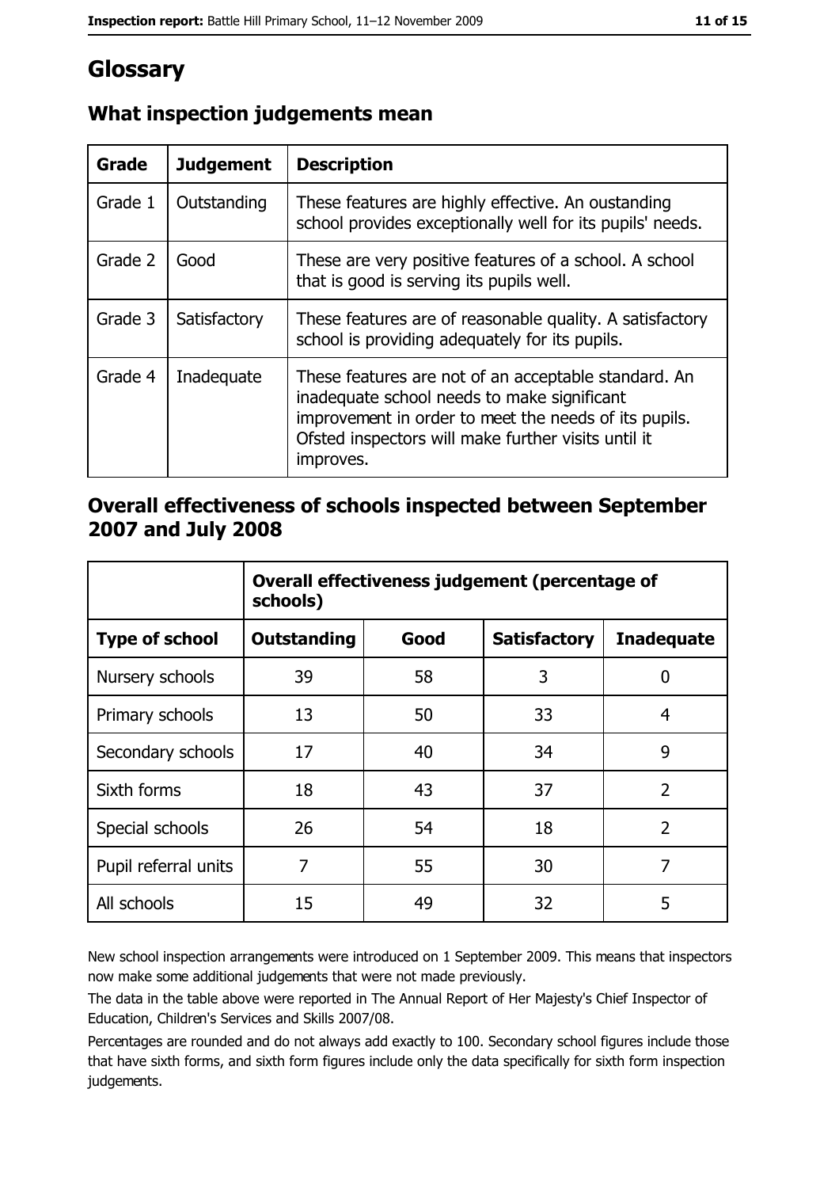# Glossary

## What inspection judgements mean

| Grade | Judgement | Description |
| --- | --- | --- |
| Grade 1 | Outstanding | These features are highly effective. An oustanding school provides exceptionally well for its pupils' needs. |
| Grade 2 | Good | These are very positive features of a school. A school that is good is serving its pupils well. |
| Grade 3 | Satisfactory | These features are of reasonable quality. A satisfactory school is providing adequately for its pupils. |
| Grade 4 | Inadequate | These features are not of an acceptable standard. An inadequate school needs to make significant improvement in order to meet the needs of its pupils. Ofsted inspectors will make further visits until it improves. |

## Overall effectiveness of schools inspected between September 2007 and July 2008

| | Overall effectiveness judgement (percentage of schools) | | | |
| --- | --- | --- | --- | --- |
| **Type of school** | **Outstanding** | **Good** | **Satisfactory** | **Inadequate** |
| Nursery schools | 39 | 58 | 3 | 0 |
| Primary schools | 13 | 50 | 33 | 4 |
| Secondary schools | 17 | 40 | 34 | 9 |
| Sixth forms | 18 | 43 | 37 | 2 |
| Special schools | 26 | 54 | 18 | 2 |
| Pupil referral units | 7 | 55 | 30 | 7 |
| All schools | 15 | 49 | 32 | 5 |

New school inspection arrangements were introduced on 1 September 2009. This means that inspectors now make some additional judgements that were not made previously.

The data in the table above were reported in The Annual Report of Her Majesty's Chief Inspector of Education, Children's Services and Skills 2007/08.

Percentages are rounded and do not always add exactly to 100. Secondary school figures include those that have sixth forms, and sixth form figures include only the data specifically for sixth form inspection judgements.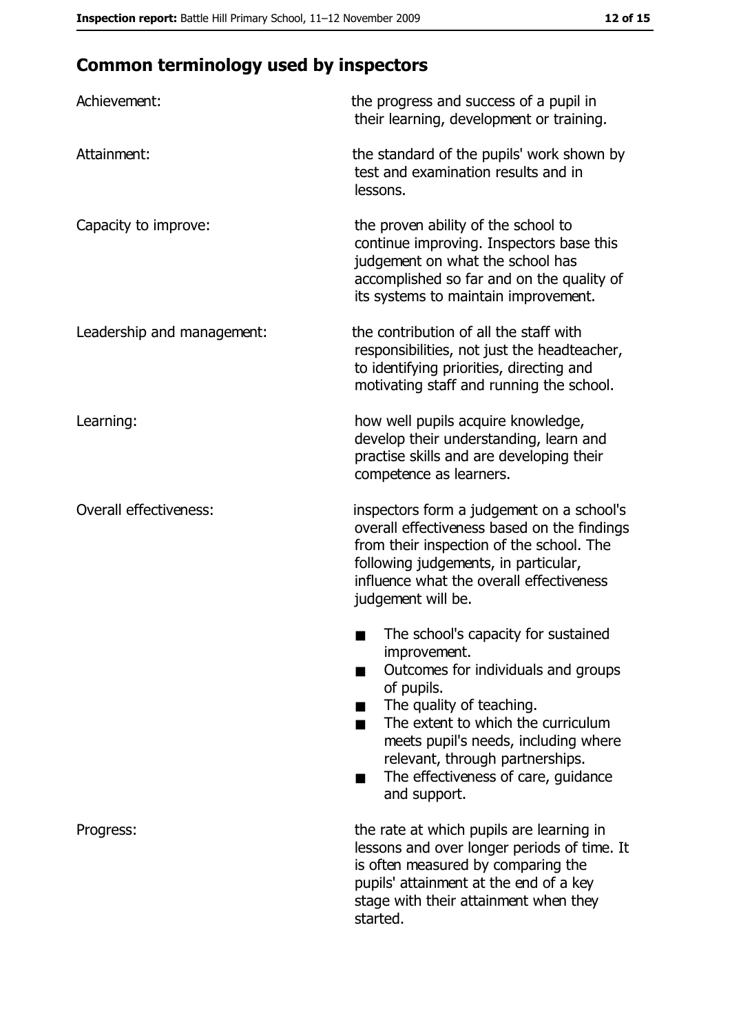## Common terminology used by inspectors

| | |
|---|---|
| Achievement: | the progress and success of a pupil in their learning, development or training. |
| Attainment: | the standard of the pupils' work shown by test and examination results and in lessons. |
| Capacity to improve: | the proven ability of the school to continue improving. Inspectors base this judgement on what the school has accomplished so far and on the quality of its systems to maintain improvement. |
| Leadership and management: | the contribution of all the staff with responsibilities, not just the headteacher, to identifying priorities, directing and motivating staff and running the school. |
| Learning: | how well pupils acquire knowledge, develop their understanding, learn and practise skills and are developing their competence as learners. |
| Overall effectiveness: | inspectors form a judgement on a school's overall effectiveness based on the findings from their inspection of the school. The following judgements, in particular, influence what the overall effectiveness judgement will be.<br>■ The school's capacity for sustained improvement.<br>■ Outcomes for individuals and groups of pupils.<br>■ The quality of teaching.<br>■ The extent to which the curriculum meets pupil's needs, including where relevant, through partnerships.<br>■ The effectiveness of care, guidance and support. |
| Progress: | the rate at which pupils are learning in lessons and over longer periods of time. It is often measured by comparing the pupils' attainment at the end of a key stage with their attainment when they started. |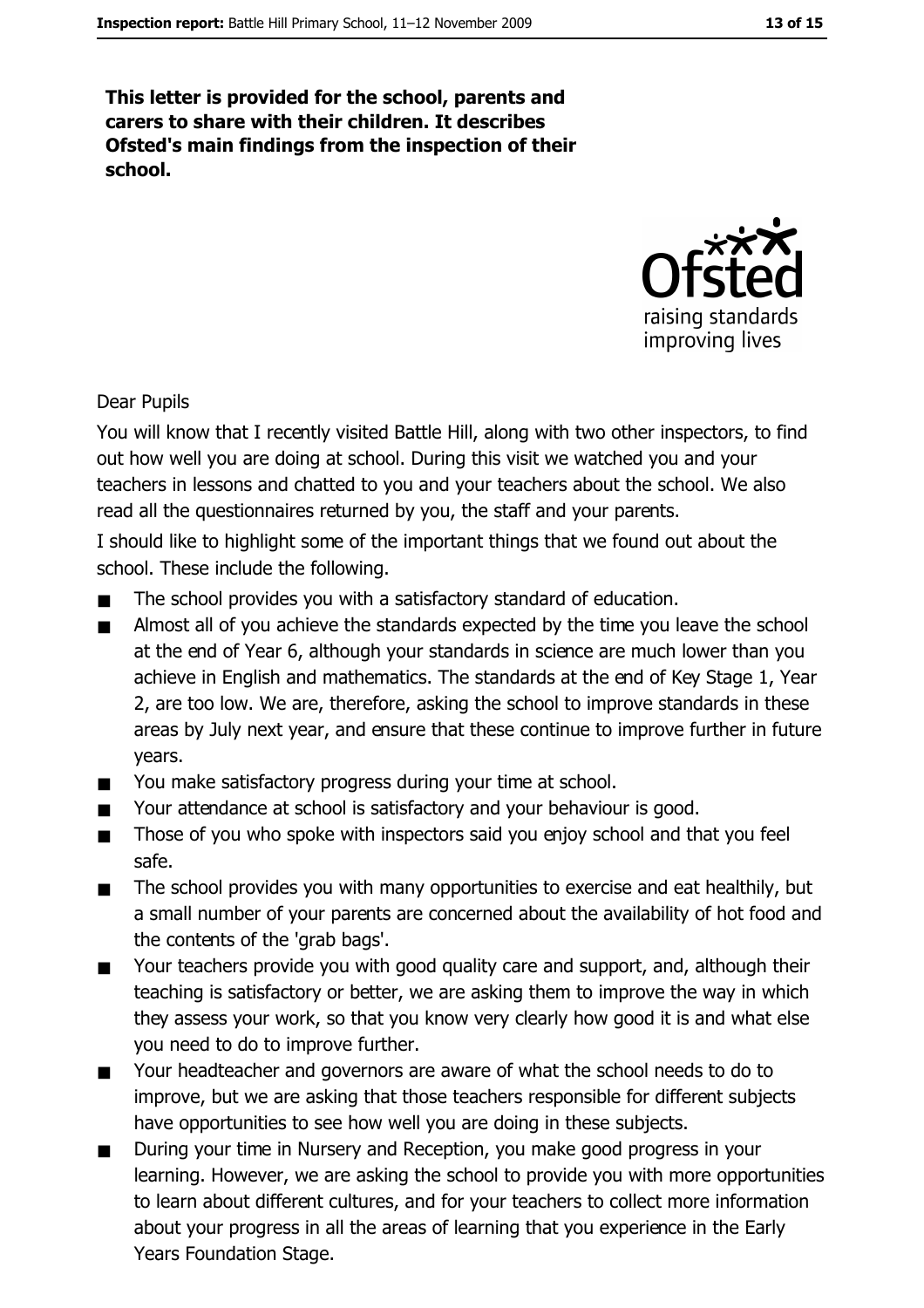**This letter is provided for the school, parents and carers to share with their children. It describes Ofsted's main findings from the inspection of their school.**

Dear Pupils

You will know that I recently visited Battle Hill, along with two other inspectors, to find out how well you are doing at school. During this visit we watched you and your teachers in lessons and chatted to you and your teachers about the school. We also read all the questionnaires returned by you, the staff and your parents.

I should like to highlight some of the important things that we found out about the school. These include the following.

- The school provides you with a satisfactory standard of education.
- Almost all of you achieve the standards expected by the time you leave the school at the end of Year 6, although your standards in science are much lower than you achieve in English and mathematics. The standards at the end of Key Stage 1, Year 2, are too low. We are, therefore, asking the school to improve standards in these areas by July next year, and ensure that these continue to improve further in future years.
- You make satisfactory progress during your time at school.
- Your attendance at school is satisfactory and your behaviour is good.
- Those of you who spoke with inspectors said you enjoy school and that you feel safe.
- The school provides you with many opportunities to exercise and eat healthily, but a small number of your parents are concerned about the availability of hot food and the contents of the 'grab bags'.
- Your teachers provide you with good quality care and support, and, although their teaching is satisfactory or better, we are asking them to improve the way in which they assess your work, so that you know very clearly how good it is and what else you need to do to improve further.
- Your headteacher and governors are aware of what the school needs to do to improve, but we are asking that those teachers responsible for different subjects have opportunities to see how well you are doing in these subjects.
- During your time in Nursery and Reception, you make good progress in your learning. However, we are asking the school to provide you with more opportunities to learn about different cultures, and for your teachers to collect more information about your progress in all the areas of learning that you experience in the Early Years Foundation Stage.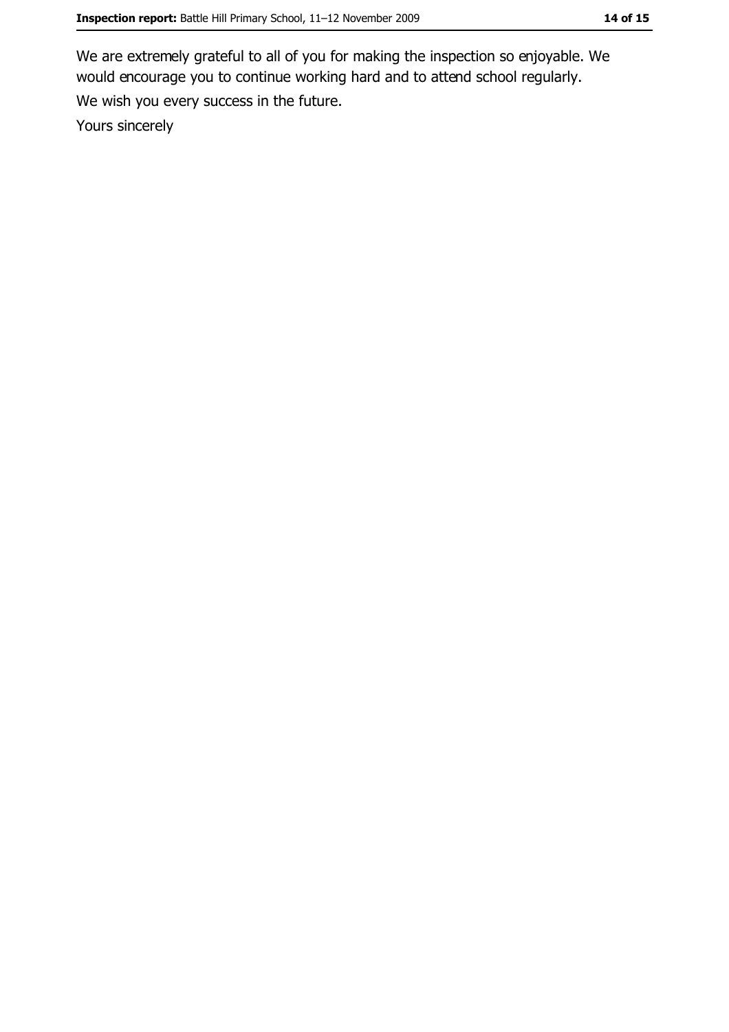We are extremely grateful to all of you for making the inspection so enjoyable. We would encourage you to continue working hard and to attend school regularly.

We wish you every success in the future.

Yours sincerely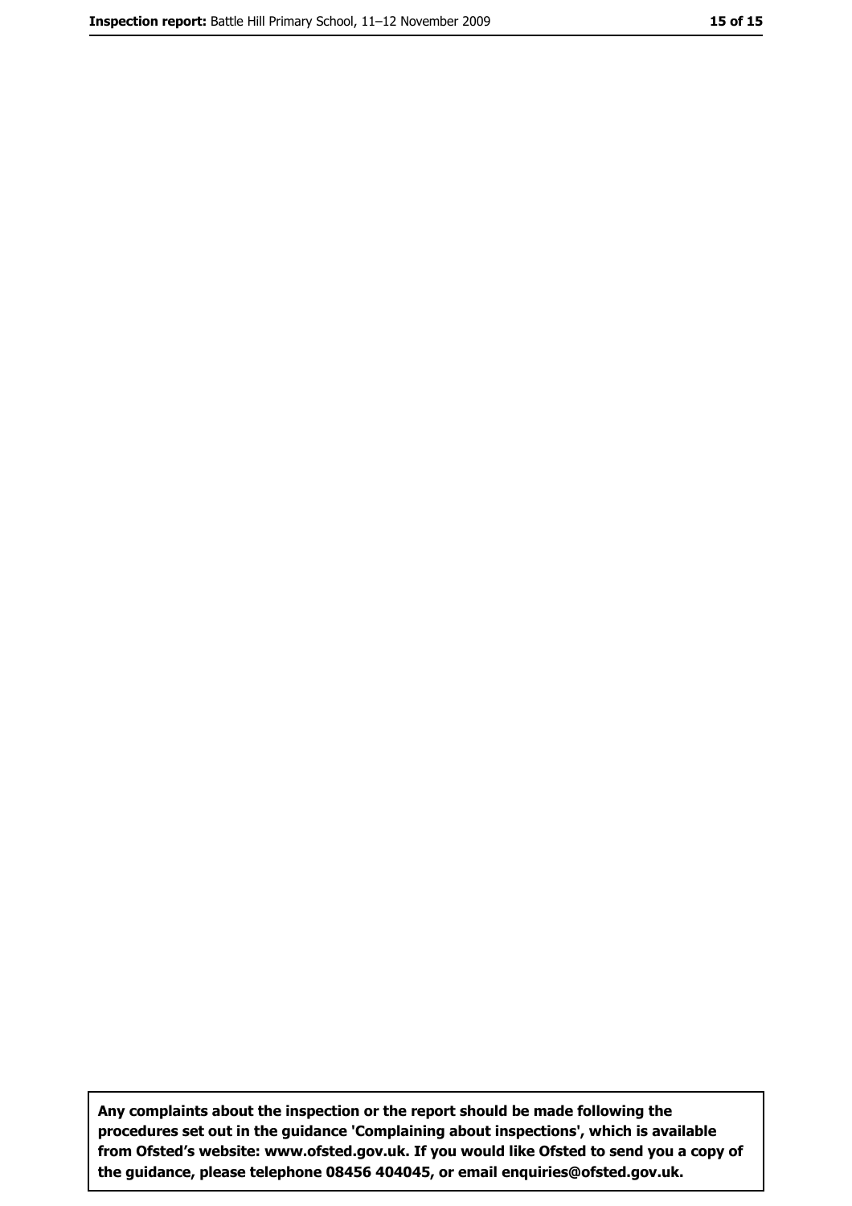**Any complaints about the inspection or the report should be made following the procedures set out in the guidance 'Complaining about inspections', which is available from Ofsted's website: www.ofsted.gov.uk. If you would like Ofsted to send you a copy of the guidance, please telephone 08456 404045, or email enquiries@ofsted.gov.uk.**